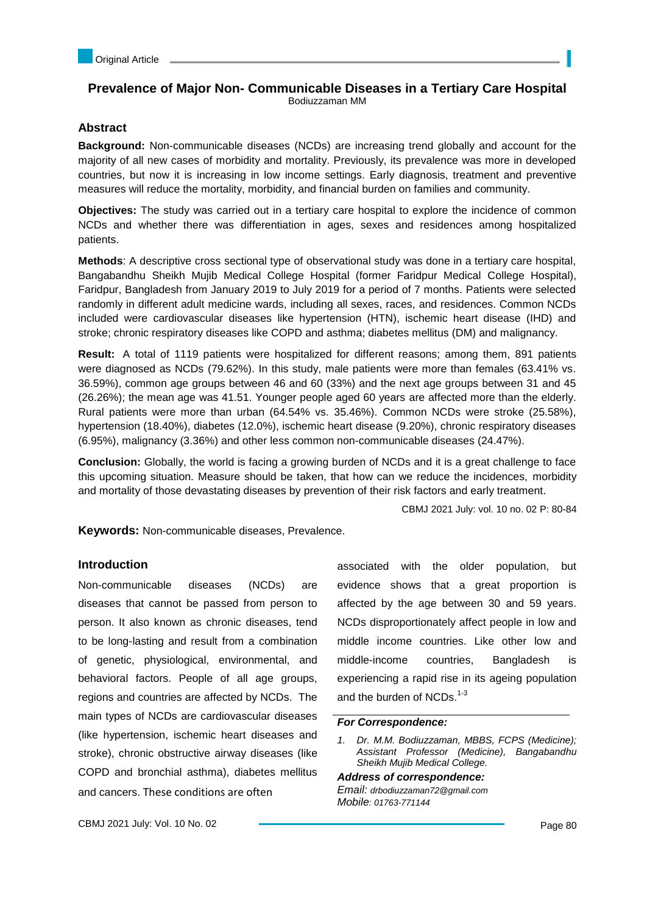Original Article

# Prevalence of Major Non- Communicable Diseases in a Tertiary Care Hospital

Bodiuzzaman MM

## Abstract

**Background:** Non-communicable diseases (NCDs) are increasing trend globally and account for the majority of all new cases of morbidity and mortality. Previously, its prevalence was more in developed countries, but now it is increasing in low income settings. Early diagnosis, treatment and preventive measures will reduce the mortality, morbidity, and financial burden on families and community.

**Objectives:** The study was carried out in a tertiary care hospital to explore the incidence of common NCDs and whether there was differentiation in ages, sexes and residences among hospitalized patients.

**Methods**: A descriptive cross sectional type of observational study was done in a tertiary care hospital, Bangabandhu Sheikh Mujib Medical College Hospital (former Faridpur Medical College Hospital), Faridpur, Bangladesh from January 2019 to July 2019 for a period of 7 months. Patients were selected randomly in different adult medicine wards, including all sexes, races, and residences. Common NCDs included were cardiovascular diseases like hypertension (HTN), ischemic heart disease (IHD) and stroke; chronic respiratory diseases like COPD and asthma; diabetes mellitus (DM) and malignancy.

**Result:** A total of 1119 patients were hospitalized for different reasons; among them, 891 patients were diagnosed as NCDs (79.62%). In this study, male patients were more than females (63.41% vs. 36.59%), common age groups between 46 and 60 (33%) and the next age groups between 31 and 45 (26.26%); the mean age was 41.51. Younger people aged 60 years are affected more than the elderly. Rural patients were more than urban (64.54% vs. 35.46%). Common NCDs were stroke (25.58%), hypertension (18.40%), diabetes (12.0%), ischemic heart disease (9.20%), chronic respiratory diseases (6.95%), malignancy (3.36%) and other less common non-communicable diseases (24.47%).

**Conclusion:** Globally, the world is facing a growing burden of NCDs and it is a great challenge to face this upcoming situation. Measure should be taken, that how can we reduce the incidences, morbidity and mortality of those devastating diseases by prevention of their risk factors and early treatment.

CBMJ 2021 July: vol. 10 no. 02 P: 80-84

**Keywords:** Non-communicable diseases, Prevalence.

## Introduction

Non-communicable diseases (NCDs) are diseases that cannot be passed from person to person. It also known as chronic diseases, tend to be long-lasting and result from a combination of genetic, physiological, environmental, and behavioral factors. People of all age groups, regions and countries are affected by NCDs. The main types of NCDs are cardiovascular diseases (like hypertension, ischemic heart diseases and stroke), chronic obstructive airway diseases (like COPD and bronchial asthma), diabetes mellitus and cancers. These conditions are often associated with the older population, but evidence shows that a great proportion is affected by the age between 30 and 59 years. NCDs disproportionately affect people in low and middle income countries. Like other low and middle-income countries, Bangladesh is experiencing a rapid rise in its ageing population and the burden of NCDs.[1-3]

***For Correspondence:***

1. *Dr. M.M. Bodiuzzaman, MBBS, FCPS (Medicine); Assistant Professor (Medicine), Bangabandhu Sheikh Mujib Medical College.*

***Address of correspondence:***

*Email: drbodiuzzaman72@gmail.com*

*Mobile: 01763-771144*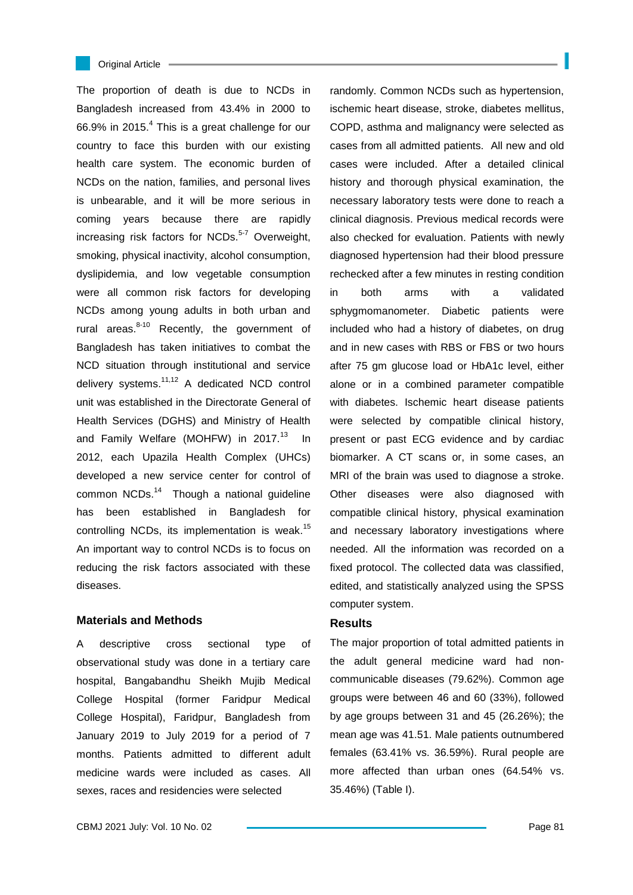The proportion of death is due to NCDs in Bangladesh increased from 43.4% in 2000 to 66.9% in 2015.[4] This is a great challenge for our country to face this burden with our existing health care system. The economic burden of NCDs on the nation, families, and personal lives is unbearable, and it will be more serious in coming years because there are rapidly increasing risk factors for NCDs.[5-7] Overweight, smoking, physical inactivity, alcohol consumption, dyslipidemia, and low vegetable consumption were all common risk factors for developing NCDs among young adults in both urban and rural areas.[8-10] Recently, the government of Bangladesh has taken initiatives to combat the NCD situation through institutional and service delivery systems.[11,12] A dedicated NCD control unit was established in the Directorate General of Health Services (DGHS) and Ministry of Health and Family Welfare (MOHFW) in 2017.[13] In 2012, each Upazila Health Complex (UHCs) developed a new service center for control of common NCDs.[14] Though a national guideline has been established in Bangladesh for controlling NCDs, its implementation is weak.[15] An important way to control NCDs is to focus on reducing the risk factors associated with these diseases.

## Materials and Methods

A descriptive cross sectional type of observational study was done in a tertiary care hospital, Bangabandhu Sheikh Mujib Medical College Hospital (former Faridpur Medical College Hospital), Faridpur, Bangladesh from January 2019 to July 2019 for a period of 7 months. Patients admitted to different adult medicine wards were included as cases. All sexes, races and residencies were selected randomly. Common NCDs such as hypertension, ischemic heart disease, stroke, diabetes mellitus, COPD, asthma and malignancy were selected as cases from all admitted patients. All new and old cases were included. After a detailed clinical history and thorough physical examination, the necessary laboratory tests were done to reach a clinical diagnosis. Previous medical records were also checked for evaluation. Patients with newly diagnosed hypertension had their blood pressure rechecked after a few minutes in resting condition in both arms with a validated sphygmomanometer. Diabetic patients were included who had a history of diabetes, on drug and in new cases with RBS or FBS or two hours after 75 gm glucose load or HbA1c level, either alone or in a combined parameter compatible with diabetes. Ischemic heart disease patients were selected by compatible clinical history, present or past ECG evidence and by cardiac biomarker. A CT scans or, in some cases, an MRI of the brain was used to diagnose a stroke. Other diseases were also diagnosed with compatible clinical history, physical examination and necessary laboratory investigations where needed. All the information was recorded on a fixed protocol. The collected data was classified, edited, and statistically analyzed using the SPSS computer system.

## Results

The major proportion of total admitted patients in the adult general medicine ward had non-communicable diseases (79.62%). Common age groups were between 46 and 60 (33%), followed by age groups between 31 and 45 (26.26%); the mean age was 41.51. Male patients outnumbered females (63.41% vs. 36.59%). Rural people are more affected than urban ones (64.54% vs. 35.46%) (Table I).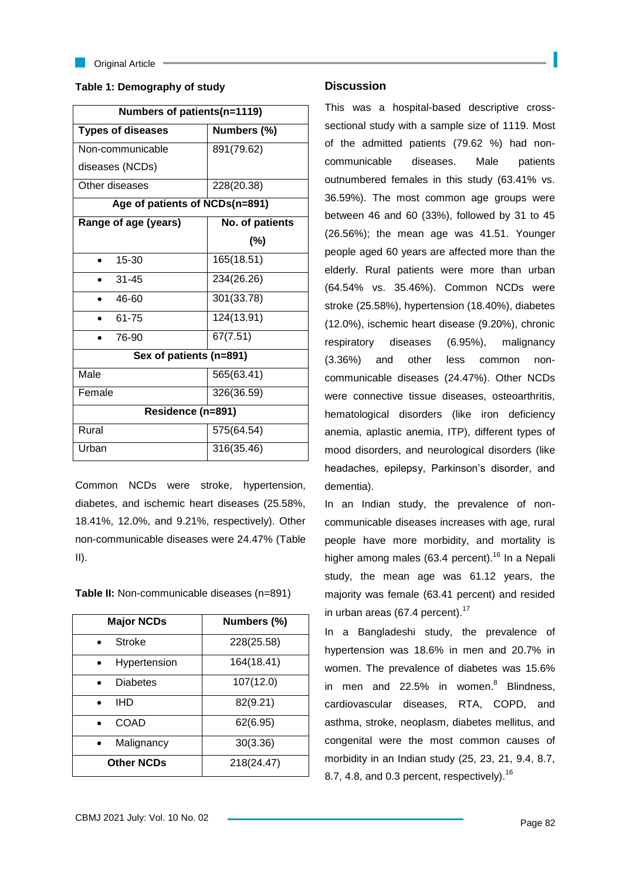**Table 1: Demography of study**

| Numbers of patients(n=1119) | |
|---|---|
| **Types of diseases** | **Numbers (%)** |
| Non-communicable diseases (NCDs) | 891(79.62) |
| Other diseases | 228(20.38) |
| **Age of patients of NCDs(n=891)** | |
| **Range of age (years)** | **No. of patients (%)** |
| • 15-30 | 165(18.51) |
| • 31-45 | 234(26.26) |
| • 46-60 | 301(33.78) |
| • 61-75 | 124(13.91) |
| • 76-90 | 67(7.51) |
| **Sex of patients (n=891)** | |
| Male | 565(63.41) |
| Female | 326(36.59) |
| **Residence (n=891)** | |
| Rural | 575(64.54) |
| Urban | 316(35.46) |

Common NCDs were stroke, hypertension, diabetes, and ischemic heart diseases (25.58%, 18.41%, 12.0%, and 9.21%, respectively). Other non-communicable diseases were 24.47% (Table II).

**Table II:** Non-communicable diseases (n=891)

| Major NCDs | Numbers (%) |
|---|---|
| • Stroke | 228(25.58) |
| • Hypertension | 164(18.41) |
| • Diabetes | 107(12.0) |
| • IHD | 82(9.21) |
| • COAD | 62(6.95) |
| • Malignancy | 30(3.36) |
| **Other NCDs** | 218(24.47) |

## Discussion

This was a hospital-based descriptive cross-sectional study with a sample size of 1119. Most of the admitted patients (79.62 %) had non-communicable diseases. Male patients outnumbered females in this study (63.41% vs. 36.59%). The most common age groups were between 46 and 60 (33%), followed by 31 to 45 (26.56%); the mean age was 41.51. Younger people aged 60 years are affected more than the elderly. Rural patients were more than urban (64.54% vs. 35.46%). Common NCDs were stroke (25.58%), hypertension (18.40%), diabetes (12.0%), ischemic heart disease (9.20%), chronic respiratory diseases (6.95%), malignancy (3.36%) and other less common non-communicable diseases (24.47%). Other NCDs were connective tissue diseases, osteoarthritis, hematological disorders (like iron deficiency anemia, aplastic anemia, ITP), different types of mood disorders, and neurological disorders (like headaches, epilepsy, Parkinson's disorder, and dementia).

In an Indian study, the prevalence of non-communicable diseases increases with age, rural people have more morbidity, and mortality is higher among males (63.4 percent).[16] In a Nepali study, the mean age was 61.12 years, the majority was female (63.41 percent) and resided in urban areas (67.4 percent).[17]

In a Bangladeshi study, the prevalence of hypertension was 18.6% in men and 20.7% in women. The prevalence of diabetes was 15.6% in men and 22.5% in women.[8] Blindness, cardiovascular diseases, RTA, COPD, and asthma, stroke, neoplasm, diabetes mellitus, and congenital were the most common causes of morbidity in an Indian study (25, 23, 21, 9.4, 8.7, 8.7, 4.8, and 0.3 percent, respectively).[16]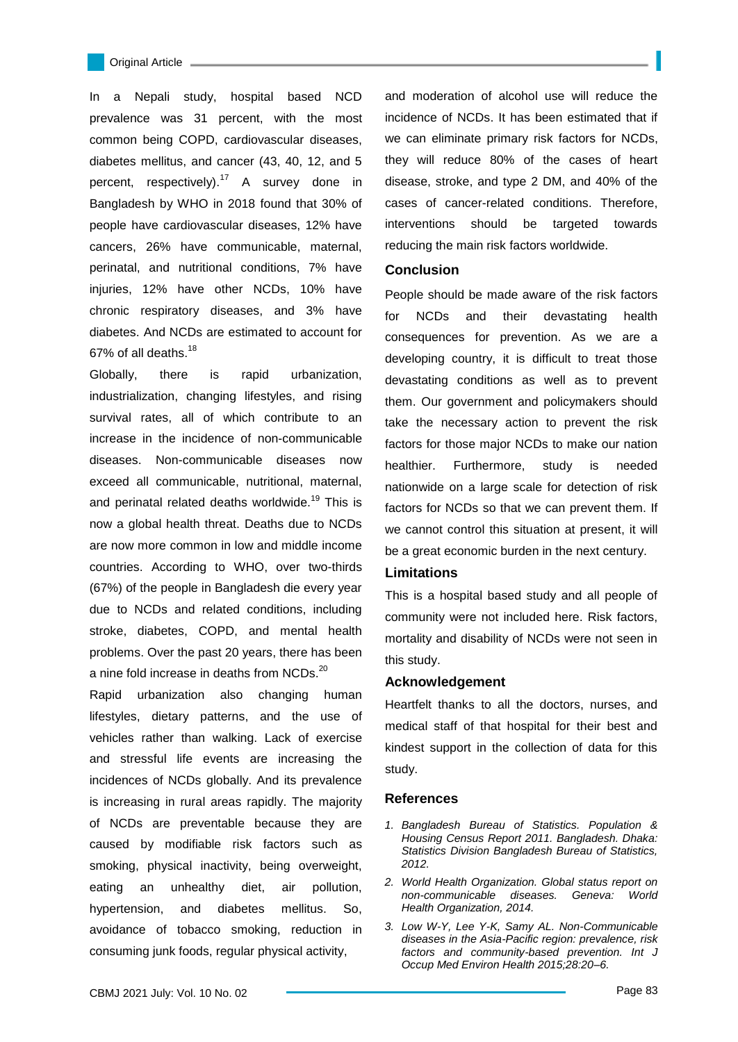In a Nepali study, hospital based NCD prevalence was 31 percent, with the most common being COPD, cardiovascular diseases, diabetes mellitus, and cancer (43, 40, 12, and 5 percent, respectively).[17] A survey done in Bangladesh by WHO in 2018 found that 30% of people have cardiovascular diseases, 12% have cancers, 26% have communicable, maternal, perinatal, and nutritional conditions, 7% have injuries, 12% have other NCDs, 10% have chronic respiratory diseases, and 3% have diabetes. And NCDs are estimated to account for 67% of all deaths.[18]

Globally, there is rapid urbanization, industrialization, changing lifestyles, and rising survival rates, all of which contribute to an increase in the incidence of non-communicable diseases. Non-communicable diseases now exceed all communicable, nutritional, maternal, and perinatal related deaths worldwide.[19] This is now a global health threat. Deaths due to NCDs are now more common in low and middle income countries. According to WHO, over two-thirds (67%) of the people in Bangladesh die every year due to NCDs and related conditions, including stroke, diabetes, COPD, and mental health problems. Over the past 20 years, there has been a nine fold increase in deaths from NCDs.[20]

Rapid urbanization also changing human lifestyles, dietary patterns, and the use of vehicles rather than walking. Lack of exercise and stressful life events are increasing the incidences of NCDs globally. And its prevalence is increasing in rural areas rapidly. The majority of NCDs are preventable because they are caused by modifiable risk factors such as smoking, physical inactivity, being overweight, eating an unhealthy diet, air pollution, hypertension, and diabetes mellitus. So, avoidance of tobacco smoking, reduction in consuming junk foods, regular physical activity, and moderation of alcohol use will reduce the incidence of NCDs. It has been estimated that if we can eliminate primary risk factors for NCDs, they will reduce 80% of the cases of heart disease, stroke, and type 2 DM, and 40% of the cases of cancer-related conditions. Therefore, interventions should be targeted towards reducing the main risk factors worldwide.

## Conclusion

People should be made aware of the risk factors for NCDs and their devastating health consequences for prevention. As we are a developing country, it is difficult to treat those devastating conditions as well as to prevent them. Our government and policymakers should take the necessary action to prevent the risk factors for those major NCDs to make our nation healthier. Furthermore, study is needed nationwide on a large scale for detection of risk factors for NCDs so that we can prevent them. If we cannot control this situation at present, it will be a great economic burden in the next century.

## Limitations

This is a hospital based study and all people of community were not included here. Risk factors, mortality and disability of NCDs were not seen in this study.

## Acknowledgement

Heartfelt thanks to all the doctors, nurses, and medical staff of that hospital for their best and kindest support in the collection of data for this study.

## References

1. *Bangladesh Bureau of Statistics. Population & Housing Census Report 2011. Bangladesh. Dhaka: Statistics Division Bangladesh Bureau of Statistics, 2012.*
2. *World Health Organization. Global status report on non-communicable diseases. Geneva: World Health Organization, 2014.*
3. *Low W-Y, Lee Y-K, Samy AL. Non-Communicable diseases in the Asia-Pacific region: prevalence, risk factors and community-based prevention. Int J Occup Med Environ Health 2015;28:20–6.*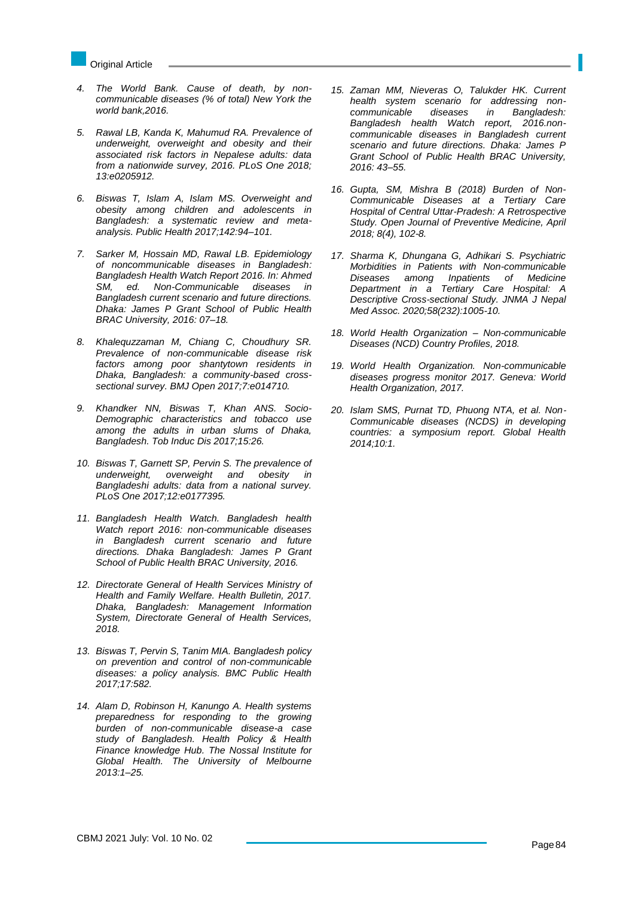4. *The World Bank. Cause of death, by non-communicable diseases (% of total) New York the world bank,2016.*

5. *Rawal LB, Kanda K, Mahumud RA. Prevalence of underweight, overweight and obesity and their associated risk factors in Nepalese adults: data from a nationwide survey, 2016. PLoS One 2018; 13:e0205912.*

6. *Biswas T, Islam A, Islam MS. Overweight and obesity among children and adolescents in Bangladesh: a systematic review and meta-analysis. Public Health 2017;142:94–101.*

7. *Sarker M, Hossain MD, Rawal LB. Epidemiology of noncommunicable diseases in Bangladesh: Bangladesh Health Watch Report 2016. In: Ahmed SM, ed. Non-Communicable diseases in Bangladesh current scenario and future directions. Dhaka: James P Grant School of Public Health BRAC University, 2016: 07–18.*

8. *Khalequzzaman M, Chiang C, Choudhury SR. Prevalence of non-communicable disease risk factors among poor shantytown residents in Dhaka, Bangladesh: a community-based cross-sectional survey. BMJ Open 2017;7:e014710.*

9. *Khandker NN, Biswas T, Khan ANS. Socio-Demographic characteristics and tobacco use among the adults in urban slums of Dhaka, Bangladesh. Tob Induc Dis 2017;15:26.*

10. *Biswas T, Garnett SP, Pervin S. The prevalence of underweight, overweight and obesity in Bangladeshi adults: data from a national survey. PLoS One 2017;12:e0177395.*

11. *Bangladesh Health Watch. Bangladesh health Watch report 2016: non-communicable diseases in Bangladesh current scenario and future directions. Dhaka Bangladesh: James P Grant School of Public Health BRAC University, 2016.*

12. *Directorate General of Health Services Ministry of Health and Family Welfare. Health Bulletin, 2017. Dhaka, Bangladesh: Management Information System, Directorate General of Health Services, 2018.*

13. *Biswas T, Pervin S, Tanim MIA. Bangladesh policy on prevention and control of non-communicable diseases: a policy analysis. BMC Public Health 2017;17:582.*

14. *Alam D, Robinson H, Kanungo A. Health systems preparedness for responding to the growing burden of non-communicable disease-a case study of Bangladesh. Health Policy & Health Finance knowledge Hub. The Nossal Institute for Global Health. The University of Melbourne 2013:1–25.*

15. *Zaman MM, Nieveras O, Talukder HK. Current health system scenario for addressing non-communicable diseases in Bangladesh: Bangladesh health Watch report, 2016.non-communicable diseases in Bangladesh current scenario and future directions. Dhaka: James P Grant School of Public Health BRAC University, 2016: 43–55.*

16. *Gupta, SM, Mishra B (2018) Burden of Non-Communicable Diseases at a Tertiary Care Hospital of Central Uttar-Pradesh: A Retrospective Study. Open Journal of Preventive Medicine, April 2018; 8(4), 102-8.*

17. *Sharma K, Dhungana G, Adhikari S. Psychiatric Morbidities in Patients with Non-communicable Diseases among Inpatients of Medicine Department in a Tertiary Care Hospital: A Descriptive Cross-sectional Study. JNMA J Nepal Med Assoc. 2020;58(232):1005-10.*

18. *World Health Organization – Non-communicable Diseases (NCD) Country Profiles, 2018.*

19. *World Health Organization. Non-communicable diseases progress monitor 2017. Geneva: World Health Organization, 2017.*

20. *Islam SMS, Purnat TD, Phuong NTA, et al. Non-Communicable diseases (NCDS) in developing countries: a symposium report. Global Health 2014;10:1.*